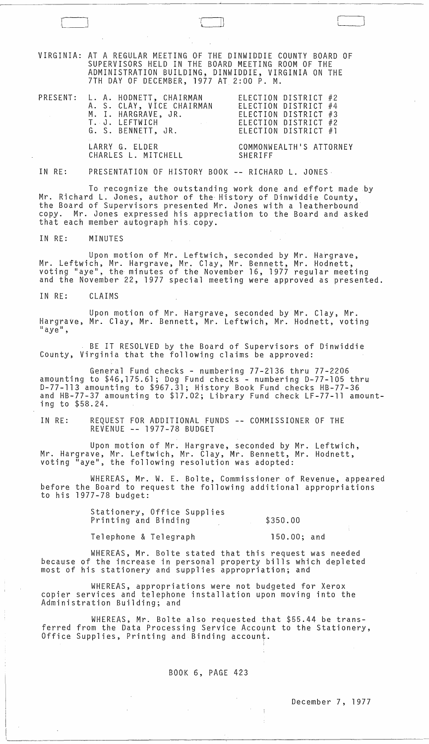VIRGINIA: AT A REGULAR MEETING OF THE DINWIDDIE COUNTY BOARD OF SUPERVISORS HELD IN THE BOARD MEETING ROOM OF THE ADMINISTRATION BUILDING, DINWIDDIE, VIRGINIA ON THE 7TH DAY OF DECEMBER, 1977 AT 2:00 P. M.

| PRESENT: | | |
|---|---|---|
| | L. A. HODNETT, CHAIRMAN | ELECTION DISTRICT #2 |
| | A. S. CLAY, VICE CHAIRMAN | ELECTION DISTRICT #4 |
| | M. I. HARGRAVE, JR. | ELECTION DISTRICT #3 |
| | T. J. LEFTWICH | ELECTION DISTRICT #2 |
| | G. S. BENNETT, JR. | ELECTION DISTRICT #1 |
| | LARRY G. ELDER | COMMONWEALTH'S ATTORNEY |
| | CHARLES L. MITCHELL | SHERIFF |

IN RE: PRESENTATION OF HISTORY BOOK -- RICHARD L. JONES

To recognize the outstanding work done and effort made by Mr. Richard L. Jones, author of the History of Dinwiddie County, the Board of Supervisors presented Mr. Jones with a leatherbound copy. Mr. Jones expressed his appreciation to the Board and asked that each member autograph his copy.

IN RE: MINUTES

Upon motion of Mr. Leftwich, seconded by Mr. Hargrave, Mr. Leftwich, Mr. Hargrave, Mr. Clay, Mr. Bennett, Mr. Hodnett, voting "aye", the minutes of the November 16, 1977 regular meeting and the November 22, 1977 special meeting were approved as presented.

IN RE: CLAIMS

Upon motion of Mr. Hargrave, seconded by Mr. Clay, Mr. Hargrave, Mr. Clay, Mr. Bennett, Mr. Leftwich, Mr. Hodnett, voting "aye",

BE IT RESOLVED by the Board of Supervisors of Dinwiddie County, Virginia that the following claims be approved:

General Fund checks - numbering 77-2136 thru 77-2206 amounting to $46,175.61; Dog Fund checks - numbering D-77-105 thru D-77-113 amounting to $967.31; History Book Fund checks HB-77-36 and HB-77-37 amounting to $17.02; Library Fund check LF-77-11 amounting to $58.24.

IN RE: REQUEST FOR ADDITIONAL FUNDS -- COMMISSIONER OF THE REVENUE -- 1977-78 BUDGET

Upon motion of Mr. Hargrave, seconded by Mr. Leftwich, Mr. Hargrave, Mr. Leftwich, Mr. Clay, Mr. Bennett, Mr. Hodnett, voting "aye", the following resolution was adopted:

WHEREAS, Mr. W. E. Bolte, Commissioner of Revenue, appeared before the Board to request the following additional appropriations to his 1977-78 budget:

| | |
|---|---|
| Stationery, Office Supplies Printing and Binding | $350.00 |
| Telephone & Telegraph | 150.00; and |

WHEREAS, Mr. Bolte stated that this request was needed because of the increase in personal property bills which depleted most of his stationery and supplies appropriation; and

WHEREAS, appropriations were not budgeted for Xerox copier services and telephone installation upon moving into the Administration Building; and

WHEREAS, Mr. Bolte also requested that $55.44 be transferred from the Data Processing Service Account to the Stationery, Office Supplies, Printing and Binding account.

BOOK 6, PAGE 423

December 7, 1977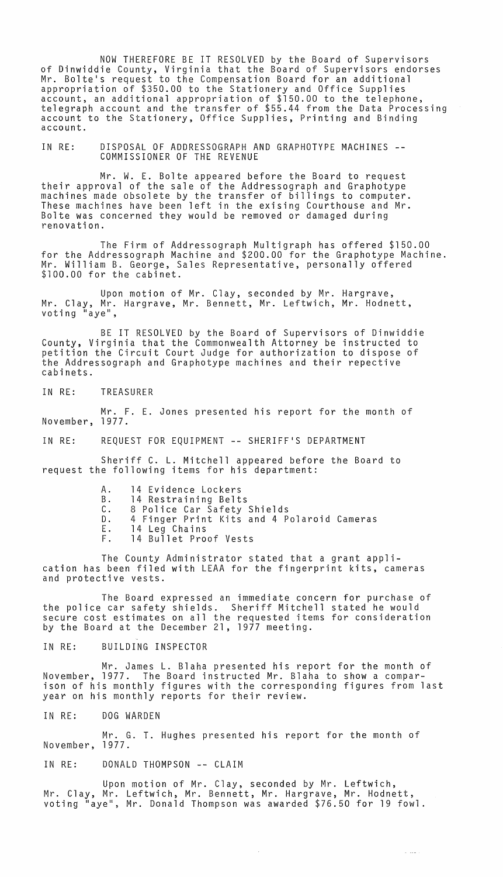NOW THEREFORE BE IT RESOLVED by the Board of Supervisors of Dinwiddie County, Virginia that the Board of Supervisors endorses Mr. Bolte's request to the Compensation Board for an additional appropriation of $350.00 to the Stationery and Office Supplies account, an additional appropriation of $150.00 to the telephone, telegraph account and the transfer of $55.44 from the Data Processing account to the Stationery, Office Supplies, Printing and Binding account.

IN RE: DISPOSAL OF ADDRESSOGRAPH AND GRAPHOTYPE MACHINES -- COMMISSIONER OF THE REVENUE

Mr. W. E. Bolte appeared before the Board to request their approval of the sale of the Addressograph and Graphotype machines made obsolete by the transfer of billings to computer. These machines have been left in the exising Courthouse and Mr. Bolte was concerned they would be removed or damaged during renovation.

The Firm of Addressograph Multigraph has offered $150.00 for the Addressograph Machine and $200.00 for the Graphotype Machine. Mr. William B. George, Sales Representative, personally offered $100.00 for the cabinet.

Upon motion of Mr. Clay, seconded by Mr. Hargrave, Mr. Clay, Mr. Hargrave, Mr. Bennett, Mr. Leftwich, Mr. Hodnett, voting "aye",

BE IT RESOLVED by the Board of Supervisors of Dinwiddie County, Virginia that the Commonwealth Attorney be instructed to petition the Circuit Court Judge for authorization to dispose of the Addressograph and Graphotype machines and their repective cabinets.

IN RE: TREASURER

Mr. F. E. Jones presented his report for the month of November, 1977.

IN RE: REQUEST FOR EQUIPMENT -- SHERIFF'S DEPARTMENT

Sheriff C. L. Mitchell appeared before the Board to request the following items for his department:

A. 14 Evidence Lockers
B. 14 Restraining Belts
C. 8 Police Car Safety Shields
D. 4 Finger Print Kits and 4 Polaroid Cameras
E. 14 Leg Chains
F. 14 Bullet Proof Vests

The County Administrator stated that a grant application has been filed with LEAA for the fingerprint kits, cameras and protective vests.

The Board expressed an immediate concern for purchase of the police car safety shields. Sheriff Mitchell stated he would secure cost estimates on all the requested items for consideration by the Board at the December 21, 1977 meeting.

IN RE: BUILDING INSPECTOR

Mr. James L. Blaha presented his report for the month of November, 1977. The Board instructed Mr. Blaha to show a comparison of his monthly figures with the corresponding figures from last year on his monthly reports for their review.

IN RE: DOG WARDEN

Mr. G. T. Hughes presented his report for the month of November, 1977.

IN RE: DONALD THOMPSON -- CLAIM

Upon motion of Mr. Clay, seconded by Mr. Leftwich, Mr. Clay, Mr. Leftwich, Mr. Bennett, Mr. Hargrave, Mr. Hodnett, voting "aye", Mr. Donald Thompson was awarded $76.50 for 19 fowl.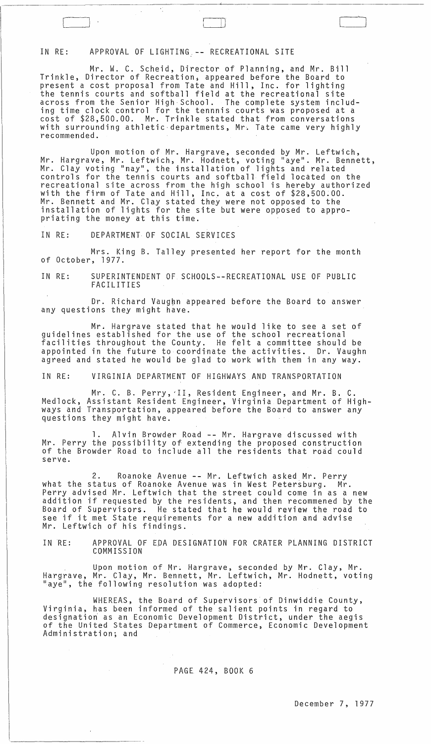IN RE: APPROVAL OF LIGHTING -- RECREATIONAL SITE

Mr. W. C. Scheid, Director of Planning, and Mr. Bill Trinkle, Director of Recreation, appeared before the Board to present a cost proposal from Tate and Hill, Inc. for lighting the tennis courts and softball field at the recreational site across from the Senior High School. The complete system including time clock control for the tennnis courts was proposed at a cost of $28,500.00. Mr. Trinkle stated that from conversations with surrounding athletic departments, Mr. Tate came very highly recommended.

Upon motion of Mr. Hargrave, seconded by Mr. Leftwich, Mr. Hargrave, Mr. Leftwich, Mr. Hodnett, voting "aye". Mr. Bennett, Mr. Clay voting "nay", the installation of lights and related controls for the tennis courts and softball field located on the recreational site across from the high school is hereby authorized with the firm of Tate and Hill, Inc. at a cost of $28,500.00. Mr. Bennett and Mr. Clay stated they were not opposed to the installation of lights for the site but were opposed to appropriating the money at this time.

IN RE: DEPARTMENT OF SOCIAL SERVICES

Mrs. King B. Talley presented her report for the month of October, 1977.

IN RE: SUPERINTENDENT OF SCHOOLS--RECREATIONAL USE OF PUBLIC FACILITIES

Dr. Richard Vaughn appeared before the Board to answer any questions they might have.

Mr. Hargrave stated that he would like to see a set of guidelines established for the use of the school recreational facilities throughout the County. He felt a committee should be appointed in the future to coordinate the activities. Dr. Vaughn agreed and stated he would be glad to work with them in any way.

IN RE: VIRGINIA DEPARTMENT OF HIGHWAYS AND TRANSPORTATION

Mr. C. B. Perry, II, Resident Engineer, and Mr. B. C. Medlock, Assistant Resident Engineer, Virginia Department of Highways and Transportation, appeared before the Board to answer any questions they might have.

1. Alvin Browder Road -- Mr. Hargrave discussed with Mr. Perry the possibility of extending the proposed construction of the Browder Road to include all the residents that road could serve.

2. Roanoke Avenue -- Mr. Leftwich asked Mr. Perry what the status of Roanoke Avenue was in West Petersburg. Mr. Perry advised Mr. Leftwich that the street could come in as a new addition if requested by the residents, and then recommened by the Board of Supervisors. He stated that he would review the road to see if it met State requirements for a new addition and advise Mr. Leftwich of his findings.

IN RE: APPROVAL OF EDA DESIGNATION FOR CRATER PLANNING DISTRICT COMMISSION

Upon motion of Mr. Hargrave, seconded by Mr. Clay, Mr. Hargrave, Mr. Clay, Mr. Bennett, Mr. Leftwich, Mr. Hodnett, voting "aye", the following resolution was adopted:

WHEREAS, the Board of Supervisors of Dinwiddie County, Virginia, has been informed of the salient points in regard to designation as an Economic Development District, under the aegis of the United States Department of Commerce, Economic Development Administration; and

PAGE 424, BOOK 6

December 7, 1977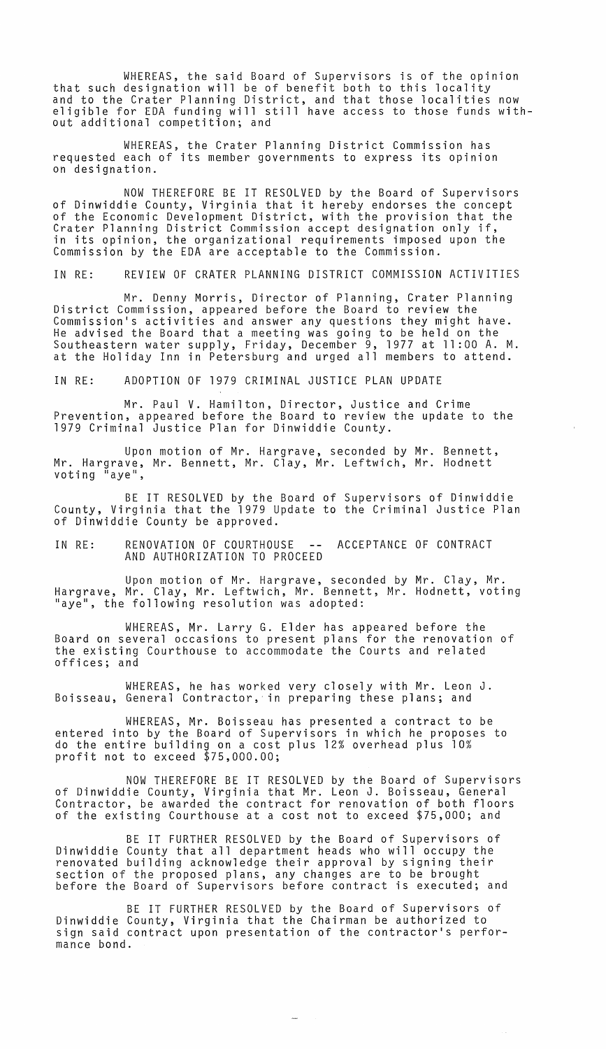WHEREAS, the said Board of Supervisors is of the opinion that such designation will be of benefit both to this locality and to the Crater Planning District, and that those localities now eligible for EDA funding will still have access to those funds without additional competition; and

WHEREAS, the Crater Planning District Commission has requested each of its member governments to express its opinion on designation.

NOW THEREFORE BE IT RESOLVED by the Board of Supervisors of Dinwiddie County, Virginia that it hereby endorses the concept of the Economic Development District, with the provision that the Crater Planning District Commission accept designation only if, in its opinion, the organizational requirements imposed upon the Commission by the EDA are acceptable to the Commission.

IN RE: REVIEW OF CRATER PLANNING DISTRICT COMMISSION ACTIVITIES

Mr. Denny Morris, Director of Planning, Crater Planning District Commission, appeared before the Board to review the Commission's activities and answer any questions they might have. He advised the Board that a meeting was going to be held on the Southeastern water supply, Friday, December 9, 1977 at 11:00 A. M. at the Holiday Inn in Petersburg and urged all members to attend.

IN RE: ADOPTION OF 1979 CRIMINAL JUSTICE PLAN UPDATE

Mr. Paul V. Hamilton, Director, Justice and Crime Prevention, appeared before the Board to review the update to the 1979 Criminal Justice Plan for Dinwiddie County.

Upon motion of Mr. Hargrave, seconded by Mr. Bennett, Mr. Hargrave, Mr. Bennett, Mr. Clay, Mr. Leftwich, Mr. Hodnett voting "aye",

BE IT RESOLVED by the Board of Supervisors of Dinwiddie County, Virginia that the 1979 Update to the Criminal Justice Plan of Dinwiddie County be approved.

IN RE: RENOVATION OF COURTHOUSE -- ACCEPTANCE OF CONTRACT AND AUTHORIZATION TO PROCEED

Upon motion of Mr. Hargrave, seconded by Mr. Clay, Mr. Hargrave, Mr. Clay, Mr. Leftwich, Mr. Bennett, Mr. Hodnett, voting "aye", the following resolution was adopted:

WHEREAS, Mr. Larry G. Elder has appeared before the Board on several occasions to present plans for the renovation of the existing Courthouse to accommodate the Courts and related offices; and

WHEREAS, he has worked very closely with Mr. Leon J. Boisseau, General Contractor, in preparing these plans; and

WHEREAS, Mr. Boisseau has presented a contract to be entered into by the Board of Supervisors in which he proposes to do the entire building on a cost plus 12% overhead plus 10% profit not to exceed $75,000.00;

NOW THEREFORE BE IT RESOLVED by the Board of Supervisors of Dinwiddie County, Virginia that Mr. Leon J. Boisseau, General Contractor, be awarded the contract for renovation of both floors of the existing Courthouse at a cost not to exceed $75,000; and

BE IT FURTHER RESOLVED by the Board of Supervisors of Dinwiddie County that all department heads who will occupy the renovated building acknowledge their approval by signing their section of the proposed plans, any changes are to be brought before the Board of Supervisors before contract is executed; and

BE IT FURTHER RESOLVED by the Board of Supervisors of Dinwiddie County, Virginia that the Chairman be authorized to sign said contract upon presentation of the contractor's performance bond.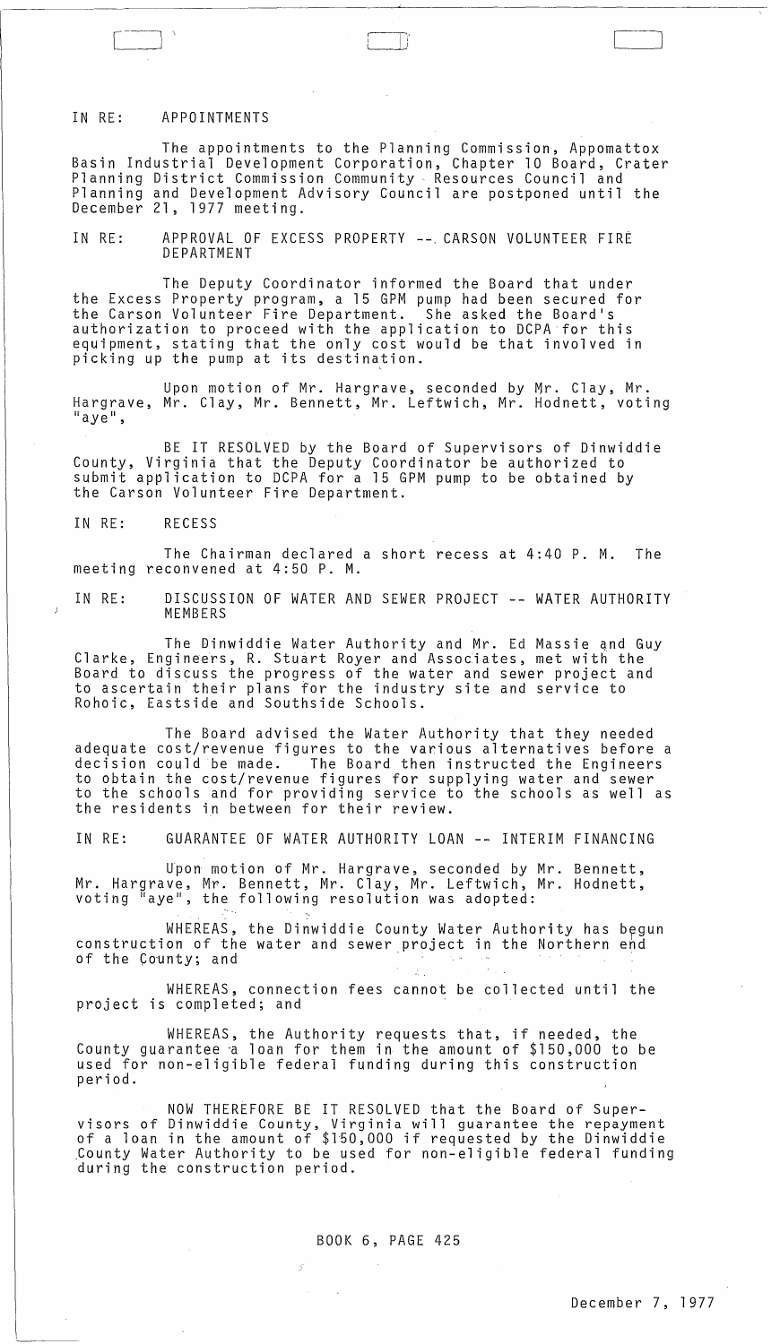IN RE: APPOINTMENTS

The appointments to the Planning Commission, Appomattox Basin Industrial Development Corporation, Chapter 10 Board, Crater Planning District Commission Community Resources Council and Planning and Development Advisory Council are postponed until the December 21, 1977 meeting.

IN RE: APPROVAL OF EXCESS PROPERTY -- CARSON VOLUNTEER FIRE DEPARTMENT

The Deputy Coordinator informed the Board that under the Excess Property program, a 15 GPM pump had been secured for the Carson Volunteer Fire Department. She asked the Board's authorization to proceed with the application to DCPA for this equipment, stating that the only cost would be that involved in picking up the pump at its destination.

Upon motion of Mr. Hargrave, seconded by Mr. Clay, Mr. Hargrave, Mr. Clay, Mr. Bennett, Mr. Leftwich, Mr. Hodnett, voting "aye",

BE IT RESOLVED by the Board of Supervisors of Dinwiddie County, Virginia that the Deputy Coordinator be authorized to submit application to DCPA for a 15 GPM pump to be obtained by the Carson Volunteer Fire Department.

IN RE: RECESS

The Chairman declared a short recess at 4:40 P. M. The meeting reconvened at 4:50 P. M.

IN RE: DISCUSSION OF WATER AND SEWER PROJECT -- WATER AUTHORITY MEMBERS

The Dinwiddie Water Authority and Mr. Ed Massie and Guy Clarke, Engineers, R. Stuart Royer and Associates, met with the Board to discuss the progress of the water and sewer project and to ascertain their plans for the industry site and service to Rohoic, Eastside and Southside Schools.

The Board advised the Water Authority that they needed adequate cost/revenue figures to the various alternatives before a decision could be made. The Board then instructed the Engineers to obtain the cost/revenue figures for supplying water and sewer to the schools and for providing service to the schools as well as the residents in between for their review.

IN RE: GUARANTEE OF WATER AUTHORITY LOAN -- INTERIM FINANCING

Upon motion of Mr. Hargrave, seconded by Mr. Bennett, Mr. Hargrave, Mr. Bennett, Mr. Clay, Mr. Leftwich, Mr. Hodnett, voting "aye", the following resolution was adopted:

WHEREAS, the Dinwiddie County Water Authority has begun construction of the water and sewer project in the Northern end of the County; and

WHEREAS, connection fees cannot be collected until the project is completed; and

WHEREAS, the Authority requests that, if needed, the County guarantee a loan for them in the amount of $150,000 to be used for non-eligible federal funding during this construction period.

NOW THEREFORE BE IT RESOLVED that the Board of Supervisors of Dinwiddie County, Virginia will guarantee the repayment of a loan in the amount of $150,000 if requested by the Dinwiddie County Water Authority to be used for non-eligible federal funding during the construction period.

BOOK 6, PAGE 425

December 7, 1977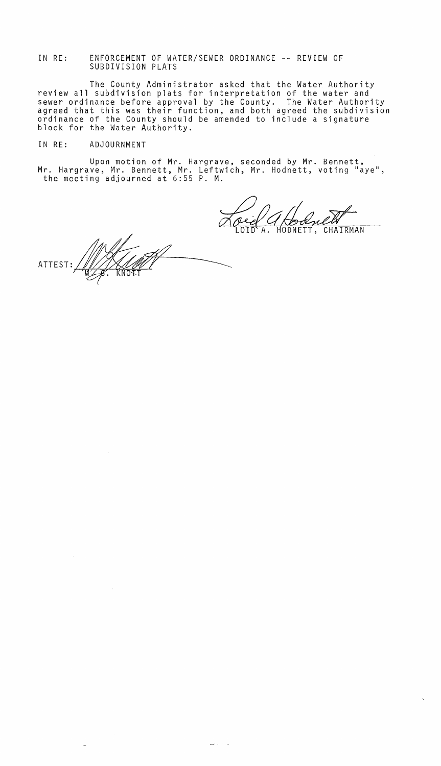IN RE: ENFORCEMENT OF WATER/SEWER ORDINANCE -- REVIEW OF SUBDIVISION PLATS

The County Administrator asked that the Water Authority review all subdivision plats for interpretation of the water and sewer ordinance before approval by the County. The Water Authority agreed that this was their function, and both agreed the subdivision ordinance of the County should be amended to include a signature block for the Water Authority.

IN RE: ADJOURNMENT

Upon motion of Mr. Hargrave, seconded by Mr. Bennett, Mr. Hargrave, Mr. Bennett, Mr. Leftwich, Mr. Hodnett, voting "aye", the meeting adjourned at 6:55 P. M.

LOID A. HODNETT, CHAIRMAN

ATTEST:

W. C. KNOTT